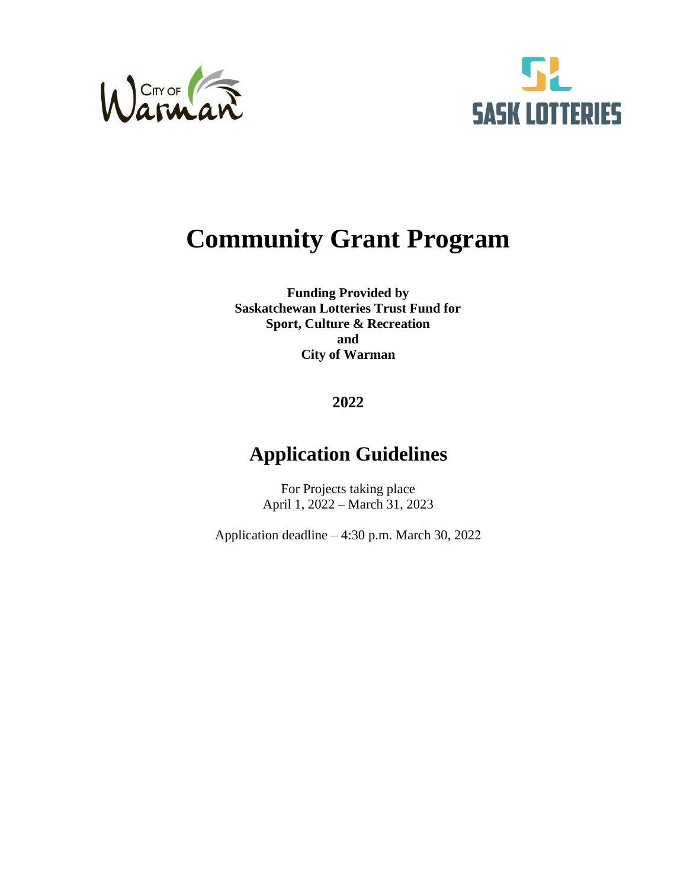# Community Grant Program

**Funding Provided by**
**Saskatchewan Lotteries Trust Fund for**
**Sport, Culture & Recreation**
**and**
**City of Warman**

**2022**

## Application Guidelines

For Projects taking place
April 1, 2022 – March 31, 2023

Application deadline – 4:30 p.m. March 30, 2022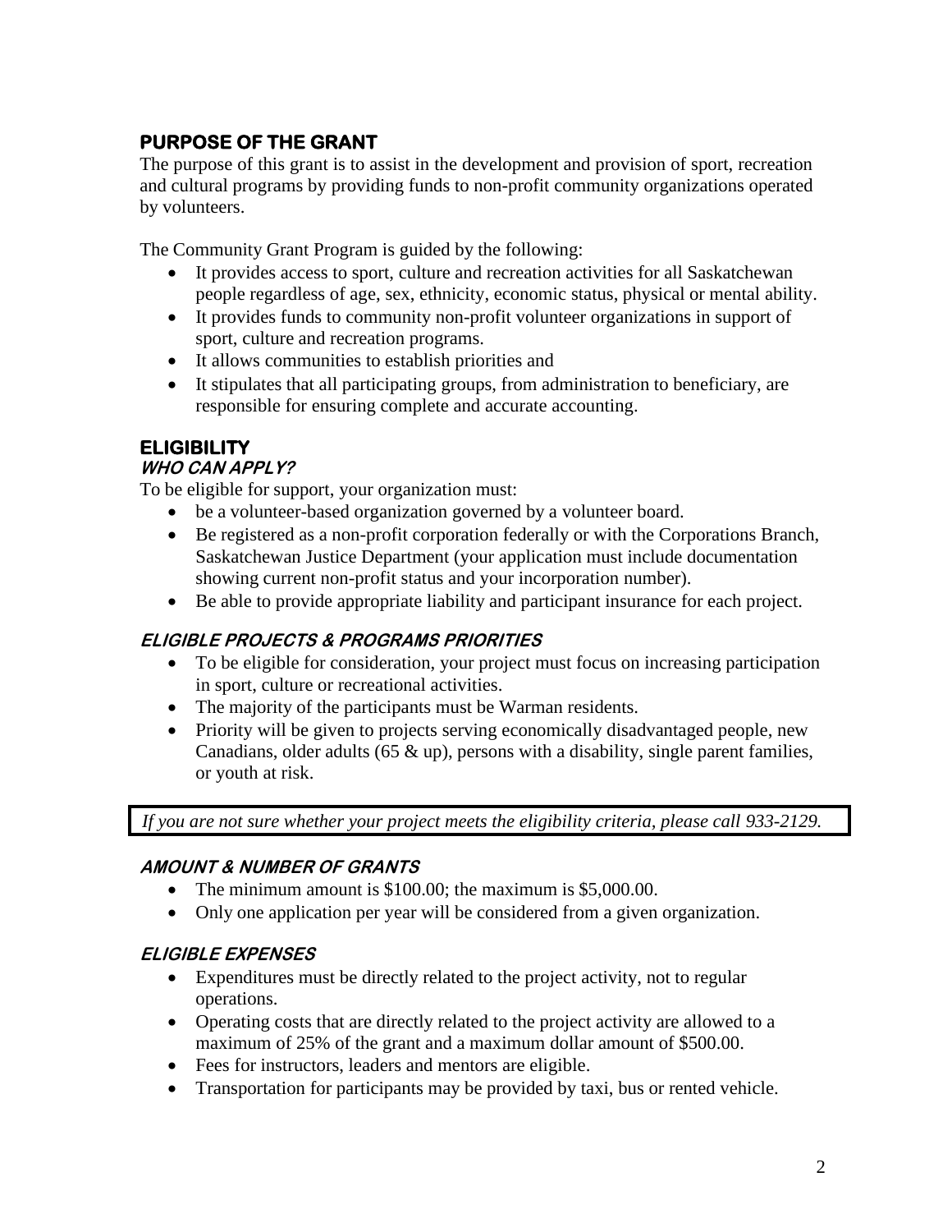## PURPOSE OF THE GRANT

The purpose of this grant is to assist in the development and provision of sport, recreation and cultural programs by providing funds to non-profit community organizations operated by volunteers.

The Community Grant Program is guided by the following:

- It provides access to sport, culture and recreation activities for all Saskatchewan people regardless of age, sex, ethnicity, economic status, physical or mental ability.
- It provides funds to community non-profit volunteer organizations in support of sport, culture and recreation programs.
- It allows communities to establish priorities and
- It stipulates that all participating groups, from administration to beneficiary, are responsible for ensuring complete and accurate accounting.

## ELIGIBILITY

### *WHO CAN APPLY?*

To be eligible for support, your organization must:

- be a volunteer-based organization governed by a volunteer board.
- Be registered as a non-profit corporation federally or with the Corporations Branch, Saskatchewan Justice Department (your application must include documentation showing current non-profit status and your incorporation number).
- Be able to provide appropriate liability and participant insurance for each project.

### *ELIGIBLE PROJECTS & PROGRAMS PRIORITIES*

- To be eligible for consideration, your project must focus on increasing participation in sport, culture or recreational activities.
- The majority of the participants must be Warman residents.
- Priority will be given to projects serving economically disadvantaged people, new Canadians, older adults (65 & up), persons with a disability, single parent families, or youth at risk.

*If you are not sure whether your project meets the eligibility criteria, please call 933-2129.*

### *AMOUNT & NUMBER OF GRANTS*

- The minimum amount is $100.00; the maximum is $5,000.00.
- Only one application per year will be considered from a given organization.

### *ELIGIBLE EXPENSES*

- Expenditures must be directly related to the project activity, not to regular operations.
- Operating costs that are directly related to the project activity are allowed to a maximum of 25% of the grant and a maximum dollar amount of $500.00.
- Fees for instructors, leaders and mentors are eligible.
- Transportation for participants may be provided by taxi, bus or rented vehicle.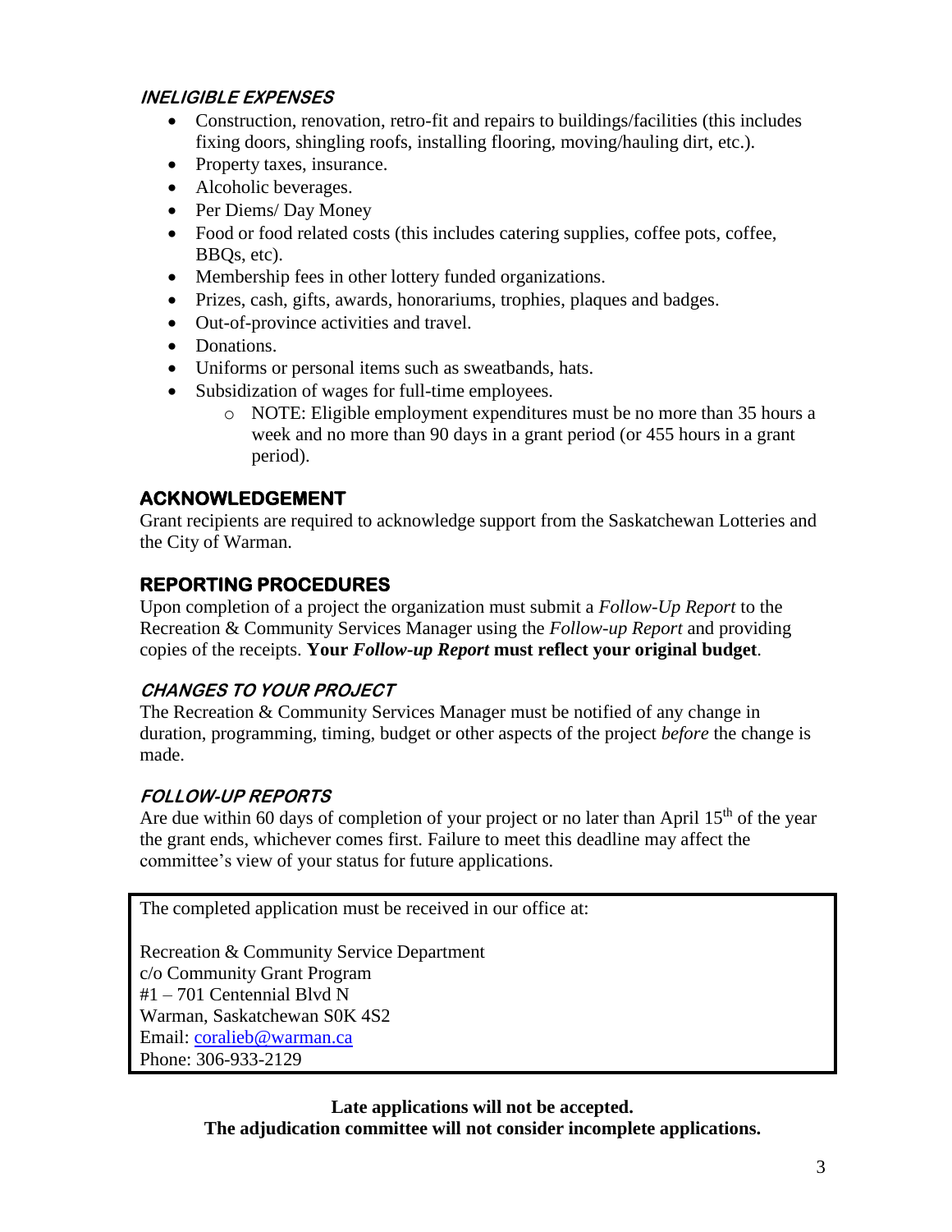### *INELIGIBLE EXPENSES*

- Construction, renovation, retro-fit and repairs to buildings/facilities (this includes fixing doors, shingling roofs, installing flooring, moving/hauling dirt, etc.).
- Property taxes, insurance.
- Alcoholic beverages.
- Per Diems/ Day Money
- Food or food related costs (this includes catering supplies, coffee pots, coffee, BBQs, etc).
- Membership fees in other lottery funded organizations.
- Prizes, cash, gifts, awards, honorariums, trophies, plaques and badges.
- Out-of-province activities and travel.
- Donations.
- Uniforms or personal items such as sweatbands, hats.
- Subsidization of wages for full-time employees.
  - NOTE: Eligible employment expenditures must be no more than 35 hours a week and no more than 90 days in a grant period (or 455 hours in a grant period).

## ACKNOWLEDGEMENT

Grant recipients are required to acknowledge support from the Saskatchewan Lotteries and the City of Warman.

## REPORTING PROCEDURES

Upon completion of a project the organization must submit a *Follow-Up Report* to the Recreation & Community Services Manager using the *Follow-up Report* and providing copies of the receipts. **Your *Follow-up Report* must reflect your original budget**.

### *CHANGES TO YOUR PROJECT*

The Recreation & Community Services Manager must be notified of any change in duration, programming, timing, budget or other aspects of the project *before* the change is made.

### *FOLLOW-UP REPORTS*

Are due within 60 days of completion of your project or no later than April 15th of the year the grant ends, whichever comes first. Failure to meet this deadline may affect the committee's view of your status for future applications.

The completed application must be received in our office at:

Recreation & Community Service Department
c/o Community Grant Program
#1 – 701 Centennial Blvd N
Warman, Saskatchewan S0K 4S2
Email: coralieb@warman.ca
Phone: 306-933-2129

**Late applications will not be accepted.**
**The adjudication committee will not consider incomplete applications.**